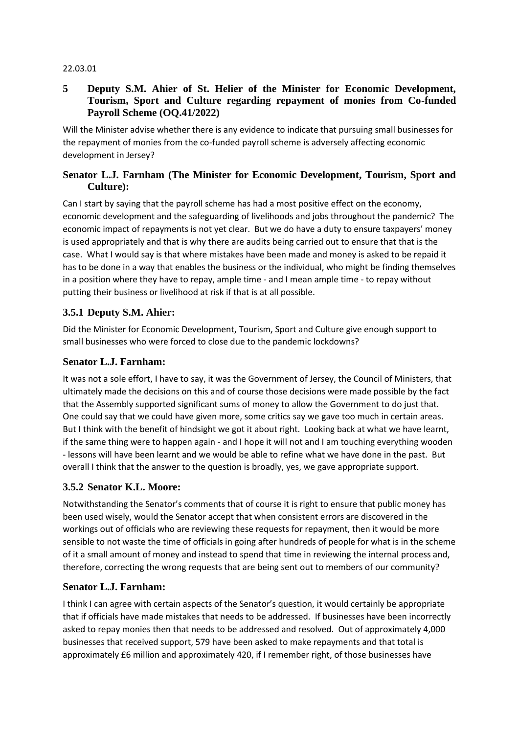22.03.01

## 5 Deputy S.M. Ahier of St. Helier of the Minister for Economic Development, Tourism, Sport and Culture regarding repayment of monies from Co-funded Payroll Scheme (OQ.41/2022)

Will the Minister advise whether there is any evidence to indicate that pursuing small businesses for the repayment of monies from the co-funded payroll scheme is adversely affecting economic development in Jersey?

### Senator L.J. Farnham (The Minister for Economic Development, Tourism, Sport and Culture):

Can I start by saying that the payroll scheme has had a most positive effect on the economy, economic development and the safeguarding of livelihoods and jobs throughout the pandemic? The economic impact of repayments is not yet clear. But we do have a duty to ensure taxpayers' money is used appropriately and that is why there are audits being carried out to ensure that that is the case. What I would say is that where mistakes have been made and money is asked to be repaid it has to be done in a way that enables the business or the individual, who might be finding themselves in a position where they have to repay, ample time - and I mean ample time - to repay without putting their business or livelihood at risk if that is at all possible.

### 3.5.1 Deputy S.M. Ahier:

Did the Minister for Economic Development, Tourism, Sport and Culture give enough support to small businesses who were forced to close due to the pandemic lockdowns?

### Senator L.J. Farnham:

It was not a sole effort, I have to say, it was the Government of Jersey, the Council of Ministers, that ultimately made the decisions on this and of course those decisions were made possible by the fact that the Assembly supported significant sums of money to allow the Government to do just that. One could say that we could have given more, some critics say we gave too much in certain areas. But I think with the benefit of hindsight we got it about right. Looking back at what we have learnt, if the same thing were to happen again - and I hope it will not and I am touching everything wooden - lessons will have been learnt and we would be able to refine what we have done in the past. But overall I think that the answer to the question is broadly, yes, we gave appropriate support.

### 3.5.2 Senator K.L. Moore:

Notwithstanding the Senator's comments that of course it is right to ensure that public money has been used wisely, would the Senator accept that when consistent errors are discovered in the workings out of officials who are reviewing these requests for repayment, then it would be more sensible to not waste the time of officials in going after hundreds of people for what is in the scheme of it a small amount of money and instead to spend that time in reviewing the internal process and, therefore, correcting the wrong requests that are being sent out to members of our community?

### Senator L.J. Farnham:

I think I can agree with certain aspects of the Senator's question, it would certainly be appropriate that if officials have made mistakes that needs to be addressed. If businesses have been incorrectly asked to repay monies then that needs to be addressed and resolved. Out of approximately 4,000 businesses that received support, 579 have been asked to make repayments and that total is approximately £6 million and approximately 420, if I remember right, of those businesses have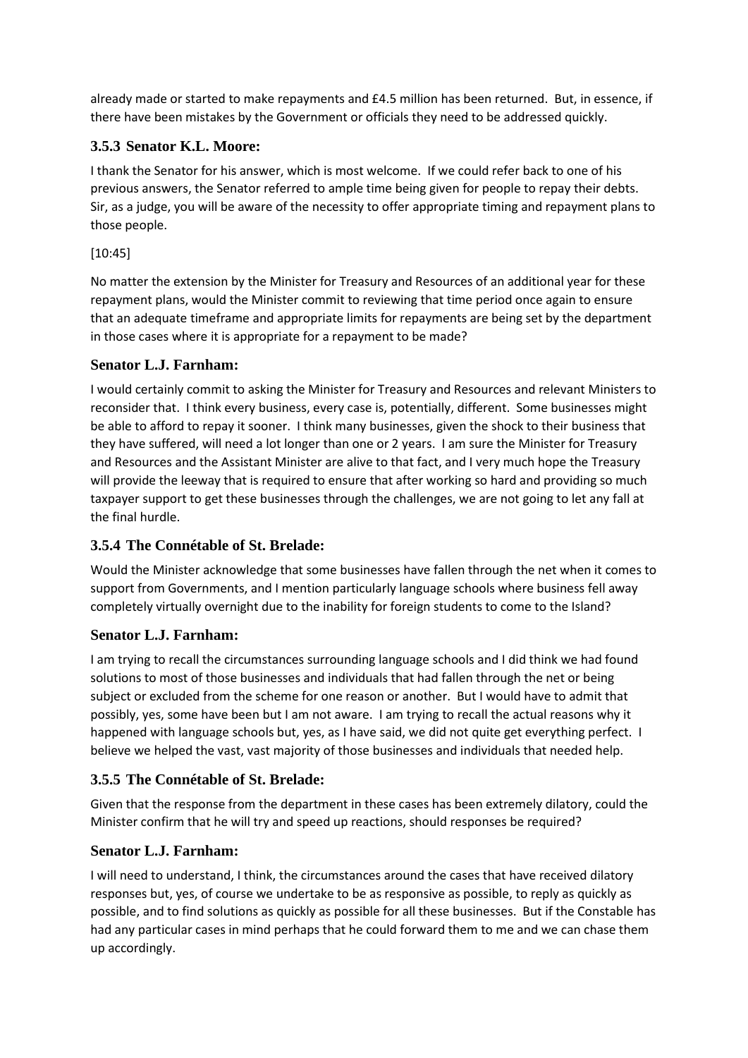already made or started to make repayments and £4.5 million has been returned. But, in essence, if there have been mistakes by the Government or officials they need to be addressed quickly.

### 3.5.3 Senator K.L. Moore:

I thank the Senator for his answer, which is most welcome. If we could refer back to one of his previous answers, the Senator referred to ample time being given for people to repay their debts. Sir, as a judge, you will be aware of the necessity to offer appropriate timing and repayment plans to those people.

[10:45]

No matter the extension by the Minister for Treasury and Resources of an additional year for these repayment plans, would the Minister commit to reviewing that time period once again to ensure that an adequate timeframe and appropriate limits for repayments are being set by the department in those cases where it is appropriate for a repayment to be made?

### Senator L.J. Farnham:

I would certainly commit to asking the Minister for Treasury and Resources and relevant Ministers to reconsider that. I think every business, every case is, potentially, different. Some businesses might be able to afford to repay it sooner. I think many businesses, given the shock to their business that they have suffered, will need a lot longer than one or 2 years. I am sure the Minister for Treasury and Resources and the Assistant Minister are alive to that fact, and I very much hope the Treasury will provide the leeway that is required to ensure that after working so hard and providing so much taxpayer support to get these businesses through the challenges, we are not going to let any fall at the final hurdle.

### 3.5.4 The Connétable of St. Brelade:

Would the Minister acknowledge that some businesses have fallen through the net when it comes to support from Governments, and I mention particularly language schools where business fell away completely virtually overnight due to the inability for foreign students to come to the Island?

### Senator L.J. Farnham:

I am trying to recall the circumstances surrounding language schools and I did think we had found solutions to most of those businesses and individuals that had fallen through the net or being subject or excluded from the scheme for one reason or another. But I would have to admit that possibly, yes, some have been but I am not aware. I am trying to recall the actual reasons why it happened with language schools but, yes, as I have said, we did not quite get everything perfect. I believe we helped the vast, vast majority of those businesses and individuals that needed help.

### 3.5.5 The Connétable of St. Brelade:

Given that the response from the department in these cases has been extremely dilatory, could the Minister confirm that he will try and speed up reactions, should responses be required?

### Senator L.J. Farnham:

I will need to understand, I think, the circumstances around the cases that have received dilatory responses but, yes, of course we undertake to be as responsive as possible, to reply as quickly as possible, and to find solutions as quickly as possible for all these businesses. But if the Constable has had any particular cases in mind perhaps that he could forward them to me and we can chase them up accordingly.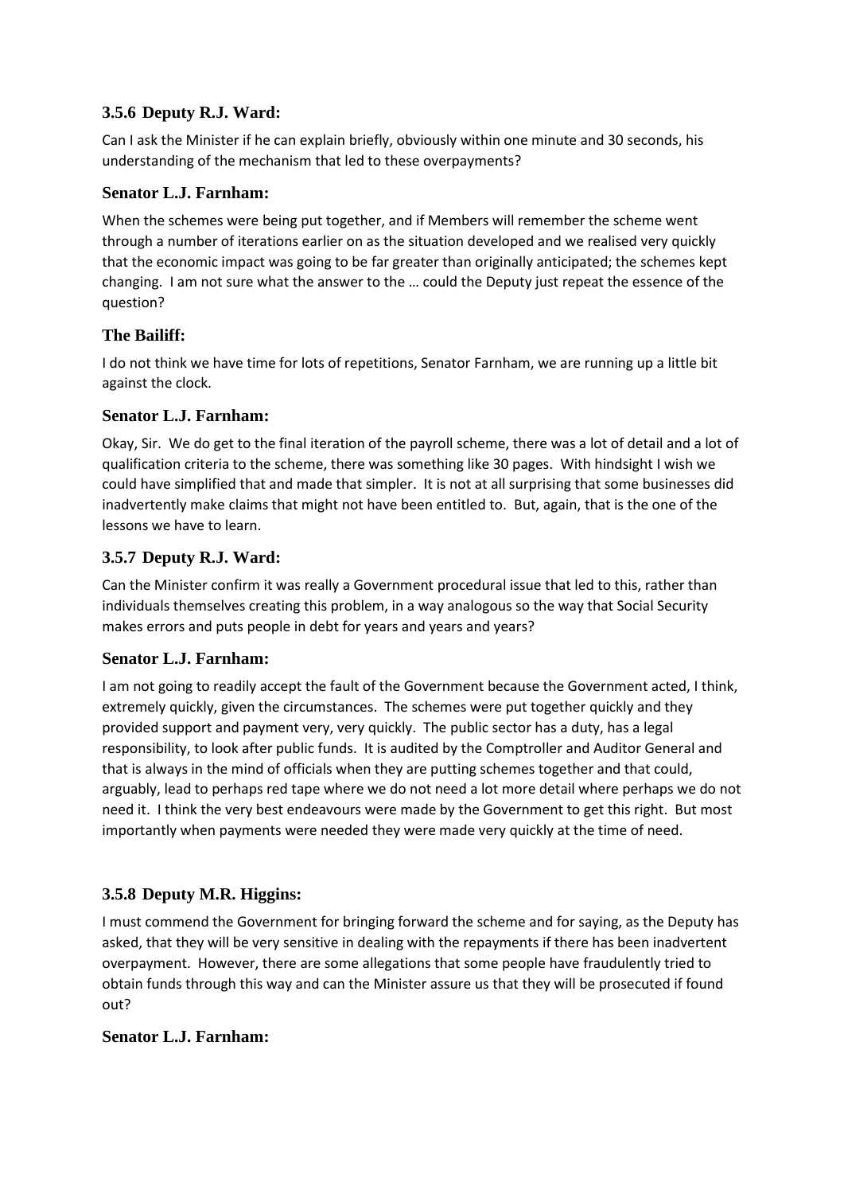### 3.5.6 Deputy R.J. Ward:

Can I ask the Minister if he can explain briefly, obviously within one minute and 30 seconds, his understanding of the mechanism that led to these overpayments?

### Senator L.J. Farnham:

When the schemes were being put together, and if Members will remember the scheme went through a number of iterations earlier on as the situation developed and we realised very quickly that the economic impact was going to be far greater than originally anticipated; the schemes kept changing. I am not sure what the answer to the … could the Deputy just repeat the essence of the question?

### The Bailiff:

I do not think we have time for lots of repetitions, Senator Farnham, we are running up a little bit against the clock.

### Senator L.J. Farnham:

Okay, Sir. We do get to the final iteration of the payroll scheme, there was a lot of detail and a lot of qualification criteria to the scheme, there was something like 30 pages. With hindsight I wish we could have simplified that and made that simpler. It is not at all surprising that some businesses did inadvertently make claims that might not have been entitled to. But, again, that is the one of the lessons we have to learn.

### 3.5.7 Deputy R.J. Ward:

Can the Minister confirm it was really a Government procedural issue that led to this, rather than individuals themselves creating this problem, in a way analogous so the way that Social Security makes errors and puts people in debt for years and years and years?

### Senator L.J. Farnham:

I am not going to readily accept the fault of the Government because the Government acted, I think, extremely quickly, given the circumstances. The schemes were put together quickly and they provided support and payment very, very quickly. The public sector has a duty, has a legal responsibility, to look after public funds. It is audited by the Comptroller and Auditor General and that is always in the mind of officials when they are putting schemes together and that could, arguably, lead to perhaps red tape where we do not need a lot more detail where perhaps we do not need it. I think the very best endeavours were made by the Government to get this right. But most importantly when payments were needed they were made very quickly at the time of need.

### 3.5.8 Deputy M.R. Higgins:

I must commend the Government for bringing forward the scheme and for saying, as the Deputy has asked, that they will be very sensitive in dealing with the repayments if there has been inadvertent overpayment. However, there are some allegations that some people have fraudulently tried to obtain funds through this way and can the Minister assure us that they will be prosecuted if found out?

### Senator L.J. Farnham: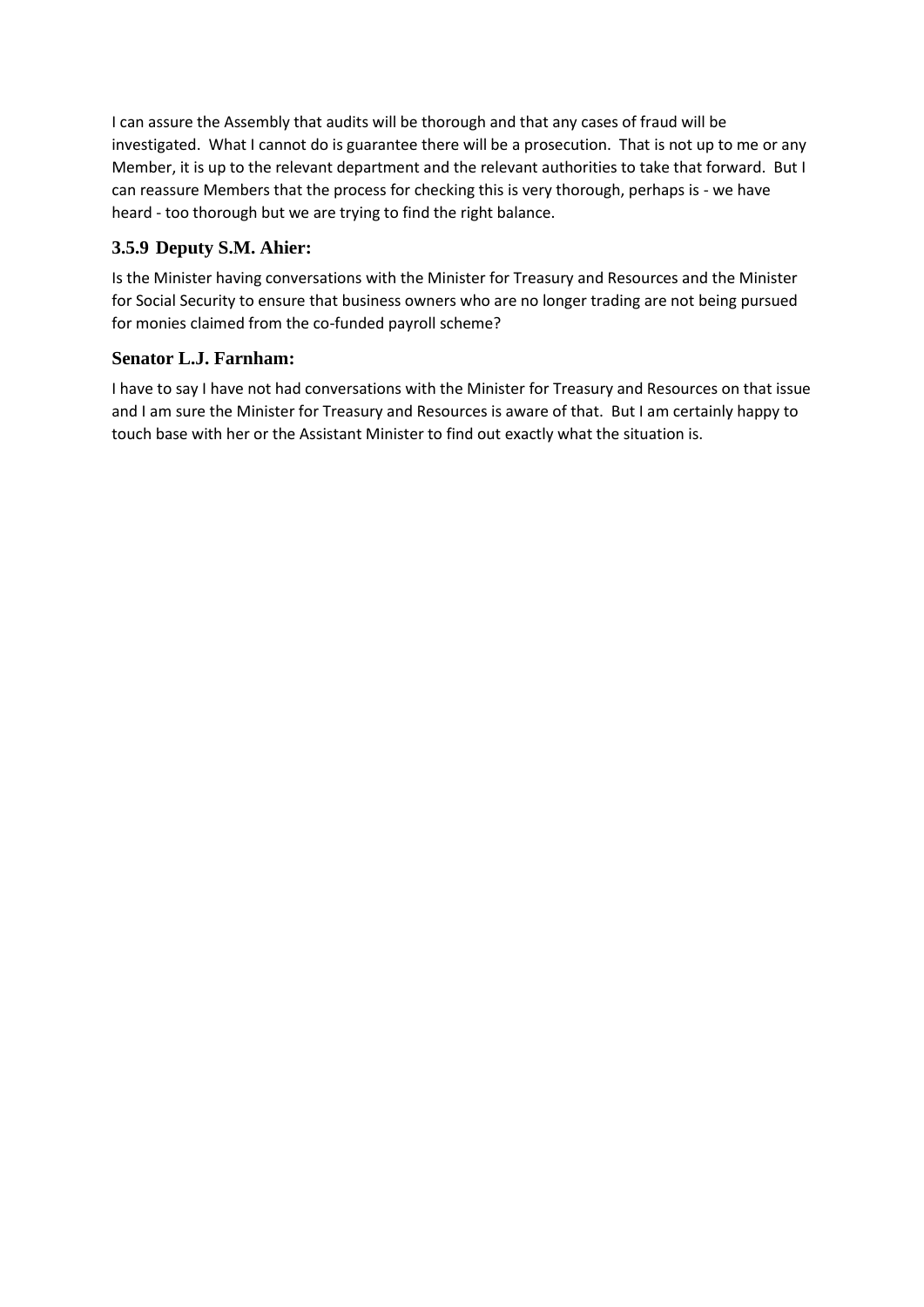I can assure the Assembly that audits will be thorough and that any cases of fraud will be investigated. What I cannot do is guarantee there will be a prosecution. That is not up to me or any Member, it is up to the relevant department and the relevant authorities to take that forward. But I can reassure Members that the process for checking this is very thorough, perhaps is - we have heard - too thorough but we are trying to find the right balance.

### 3.5.9 Deputy S.M. Ahier:

Is the Minister having conversations with the Minister for Treasury and Resources and the Minister for Social Security to ensure that business owners who are no longer trading are not being pursued for monies claimed from the co-funded payroll scheme?

### Senator L.J. Farnham:

I have to say I have not had conversations with the Minister for Treasury and Resources on that issue and I am sure the Minister for Treasury and Resources is aware of that. But I am certainly happy to touch base with her or the Assistant Minister to find out exactly what the situation is.